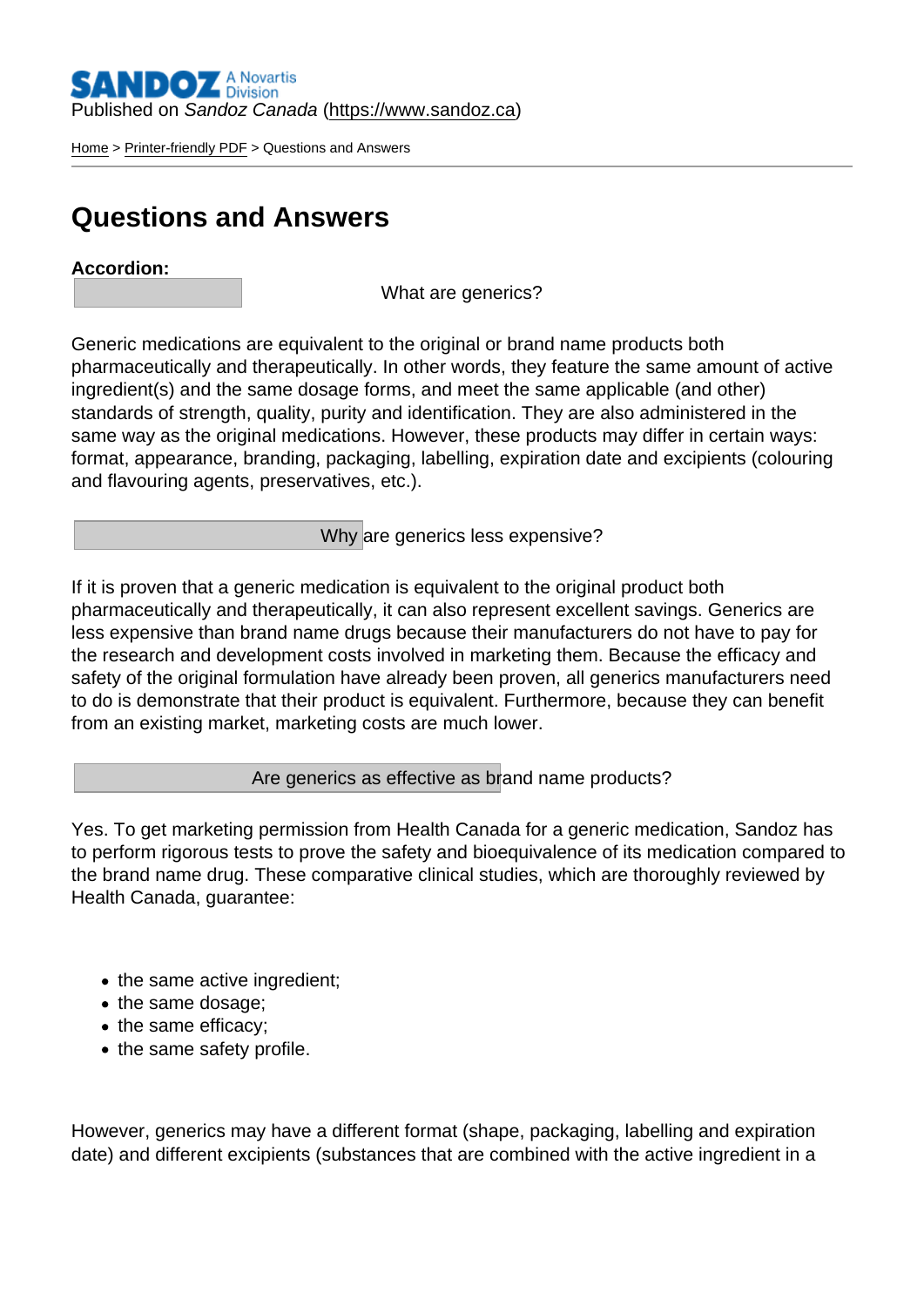Published on *Sandoz Canada* (https://www.sandoz.ca)

Home > Printer-friendly PDF > Questions and Answers

# Questions and Answers

**Accordion:**

What are generics?

Generic medications are equivalent to the original or brand name products both pharmaceutically and therapeutically. In other words, they feature the same amount of active ingredient(s) and the same dosage forms, and meet the same applicable (and other) standards of strength, quality, purity and identification. They are also administered in the same way as the original medications. However, these products may differ in certain ways: format, appearance, branding, packaging, labelling, expiration date and excipients (colouring and flavouring agents, preservatives, etc.).

Why are generics less expensive?

If it is proven that a generic medication is equivalent to the original product both pharmaceutically and therapeutically, it can also represent excellent savings. Generics are less expensive than brand name drugs because their manufacturers do not have to pay for the research and development costs involved in marketing them. Because the efficacy and safety of the original formulation have already been proven, all generics manufacturers need to do is demonstrate that their product is equivalent. Furthermore, because they can benefit from an existing market, marketing costs are much lower.

Are generics as effective as brand name products?

Yes. To get marketing permission from Health Canada for a generic medication, Sandoz has to perform rigorous tests to prove the safety and bioequivalence of its medication compared to the brand name drug. These comparative clinical studies, which are thoroughly reviewed by Health Canada, guarantee:

- the same active ingredient;
- the same dosage;
- the same efficacy;
- the same safety profile.

However, generics may have a different format (shape, packaging, labelling and expiration date) and different excipients (substances that are combined with the active ingredient in a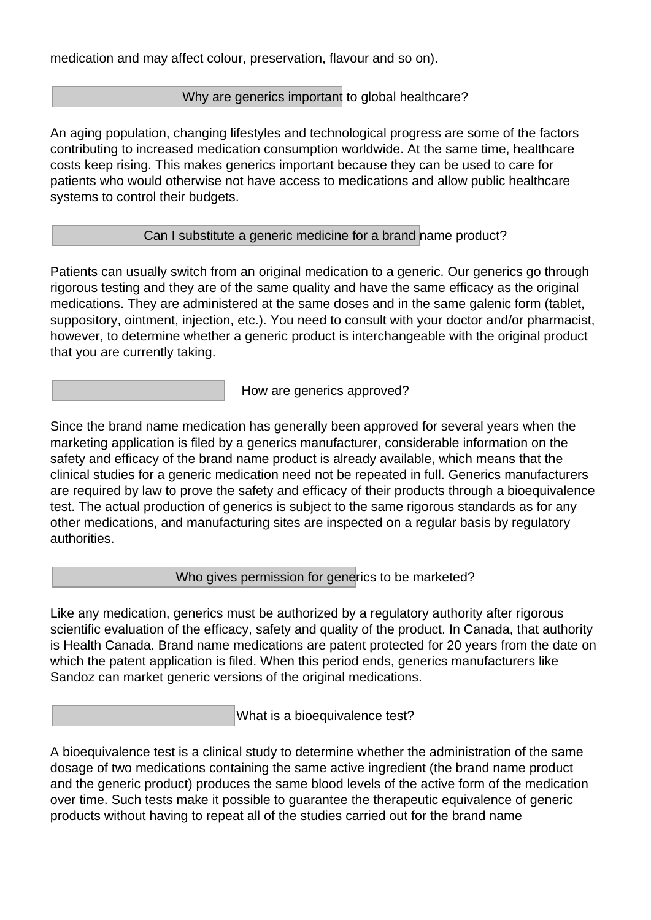medication and may affect colour, preservation, flavour and so on).

## Why are generics important to global healthcare?

An aging population, changing lifestyles and technological progress are some of the factors contributing to increased medication consumption worldwide. At the same time, healthcare costs keep rising. This makes generics important because they can be used to care for patients who would otherwise not have access to medications and allow public healthcare systems to control their budgets.

## Can I substitute a generic medicine for a brand name product?

Patients can usually switch from an original medication to a generic. Our generics go through rigorous testing and they are of the same quality and have the same efficacy as the original medications. They are administered at the same doses and in the same galenic form (tablet, suppository, ointment, injection, etc.). You need to consult with your doctor and/or pharmacist, however, to determine whether a generic product is interchangeable with the original product that you are currently taking.

## How are generics approved?

Since the brand name medication has generally been approved for several years when the marketing application is filed by a generics manufacturer, considerable information on the safety and efficacy of the brand name product is already available, which means that the clinical studies for a generic medication need not be repeated in full. Generics manufacturers are required by law to prove the safety and efficacy of their products through a bioequivalence test. The actual production of generics is subject to the same rigorous standards as for any other medications, and manufacturing sites are inspected on a regular basis by regulatory authorities.

## Who gives permission for generics to be marketed?

Like any medication, generics must be authorized by a regulatory authority after rigorous scientific evaluation of the efficacy, safety and quality of the product. In Canada, that authority is Health Canada. Brand name medications are patent protected for 20 years from the date on which the patent application is filed. When this period ends, generics manufacturers like Sandoz can market generic versions of the original medications.

## What is a bioequivalence test?

A bioequivalence test is a clinical study to determine whether the administration of the same dosage of two medications containing the same active ingredient (the brand name product and the generic product) produces the same blood levels of the active form of the medication over time. Such tests make it possible to guarantee the therapeutic equivalence of generic products without having to repeat all of the studies carried out for the brand name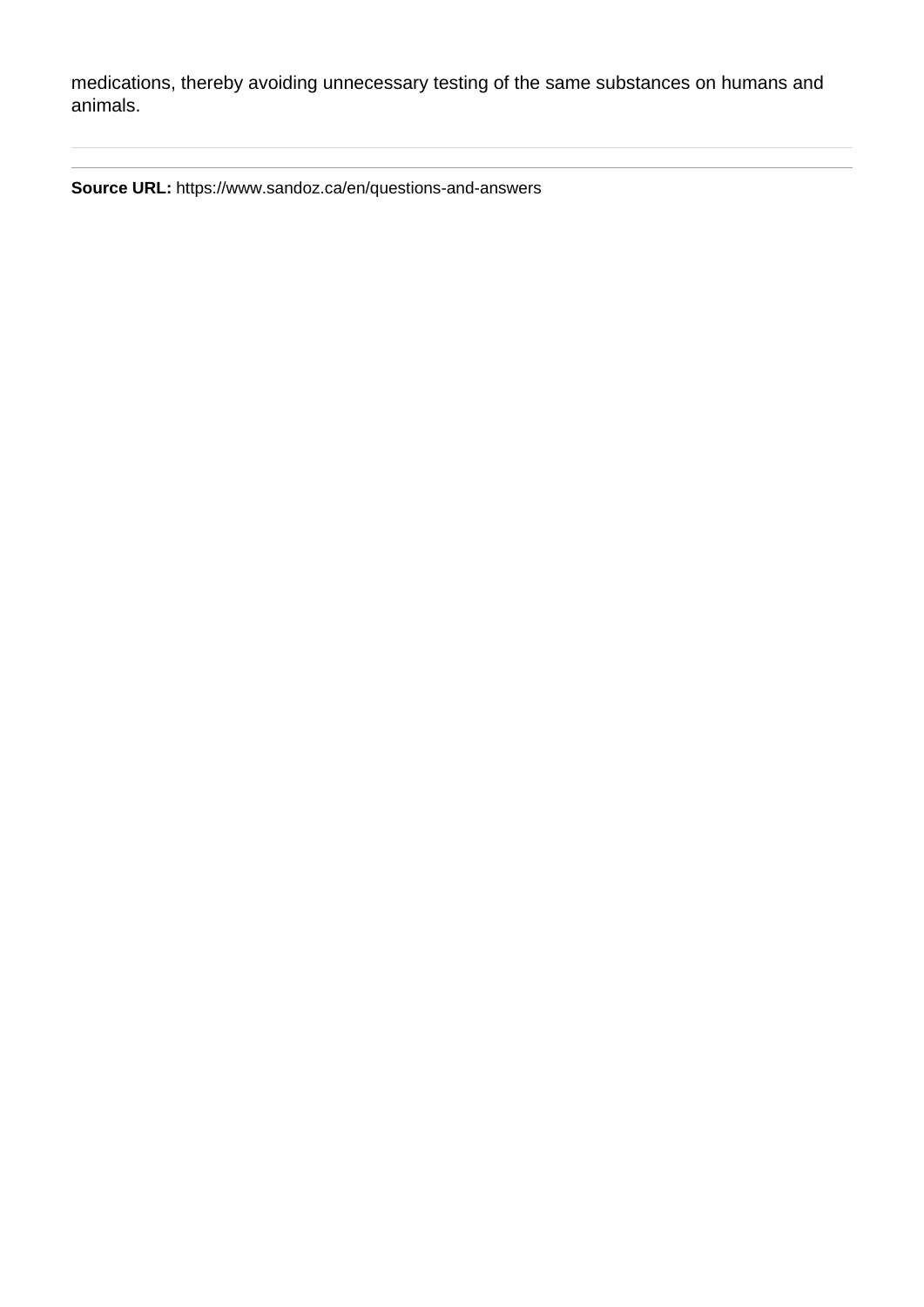medications, thereby avoiding unnecessary testing of the same substances on humans and animals.

---

**Source URL:** https://www.sandoz.ca/en/questions-and-answers